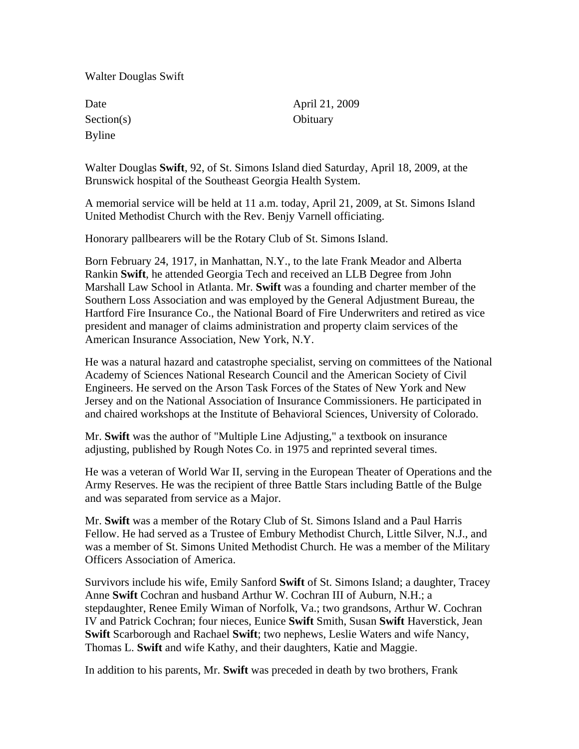Walter Douglas Swift

| | |
|---|---|
| Date | April 21, 2009 |
| Section(s) | Obituary |
| Byline | |

Walter Douglas **Swift**, 92, of St. Simons Island died Saturday, April 18, 2009, at the Brunswick hospital of the Southeast Georgia Health System.

A memorial service will be held at 11 a.m. today, April 21, 2009, at St. Simons Island United Methodist Church with the Rev. Benjy Varnell officiating.

Honorary pallbearers will be the Rotary Club of St. Simons Island.

Born February 24, 1917, in Manhattan, N.Y., to the late Frank Meador and Alberta Rankin **Swift**, he attended Georgia Tech and received an LLB Degree from John Marshall Law School in Atlanta. Mr. **Swift** was a founding and charter member of the Southern Loss Association and was employed by the General Adjustment Bureau, the Hartford Fire Insurance Co., the National Board of Fire Underwriters and retired as vice president and manager of claims administration and property claim services of the American Insurance Association, New York, N.Y.

He was a natural hazard and catastrophe specialist, serving on committees of the National Academy of Sciences National Research Council and the American Society of Civil Engineers. He served on the Arson Task Forces of the States of New York and New Jersey and on the National Association of Insurance Commissioners. He participated in and chaired workshops at the Institute of Behavioral Sciences, University of Colorado.

Mr. **Swift** was the author of "Multiple Line Adjusting," a textbook on insurance adjusting, published by Rough Notes Co. in 1975 and reprinted several times.

He was a veteran of World War II, serving in the European Theater of Operations and the Army Reserves. He was the recipient of three Battle Stars including Battle of the Bulge and was separated from service as a Major.

Mr. **Swift** was a member of the Rotary Club of St. Simons Island and a Paul Harris Fellow. He had served as a Trustee of Embury Methodist Church, Little Silver, N.J., and was a member of St. Simons United Methodist Church. He was a member of the Military Officers Association of America.

Survivors include his wife, Emily Sanford **Swift** of St. Simons Island; a daughter, Tracey Anne **Swift** Cochran and husband Arthur W. Cochran III of Auburn, N.H.; a stepdaughter, Renee Emily Wiman of Norfolk, Va.; two grandsons, Arthur W. Cochran IV and Patrick Cochran; four nieces, Eunice **Swift** Smith, Susan **Swift** Haverstick, Jean **Swift** Scarborough and Rachael **Swift**; two nephews, Leslie Waters and wife Nancy, Thomas L. **Swift** and wife Kathy, and their daughters, Katie and Maggie.

In addition to his parents, Mr. **Swift** was preceded in death by two brothers, Frank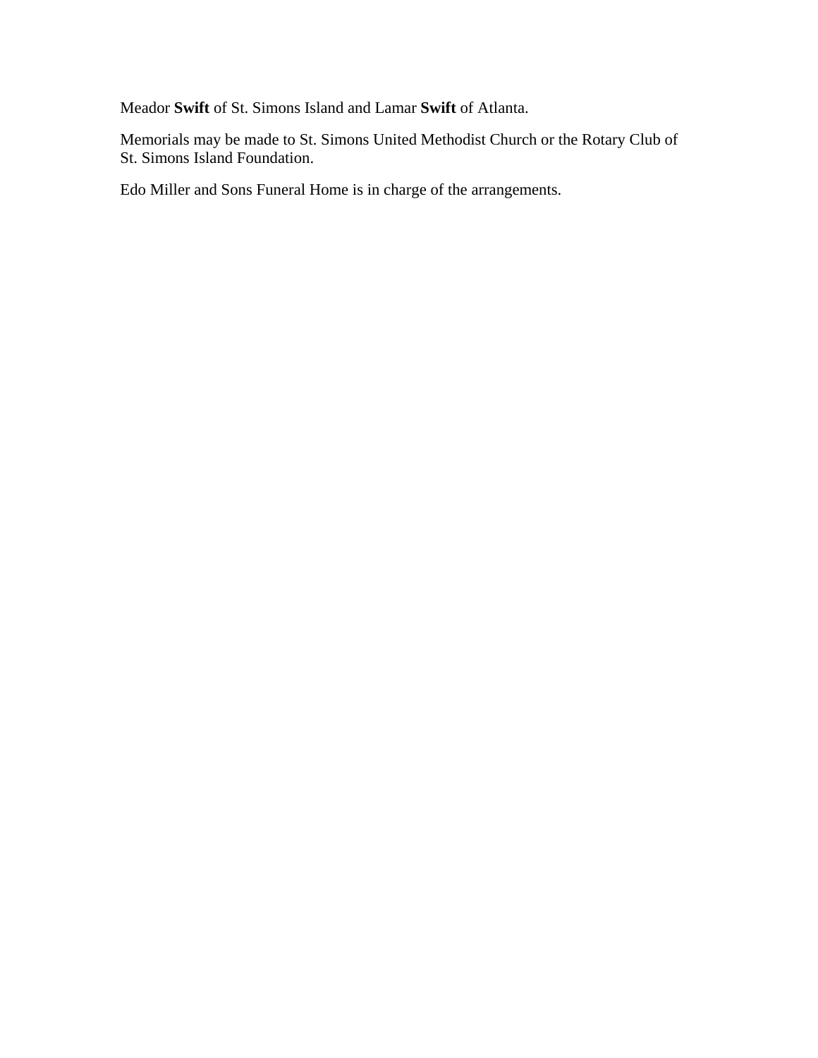Meador **Swift** of St. Simons Island and Lamar **Swift** of Atlanta.

Memorials may be made to St. Simons United Methodist Church or the Rotary Club of St. Simons Island Foundation.

Edo Miller and Sons Funeral Home is in charge of the arrangements.